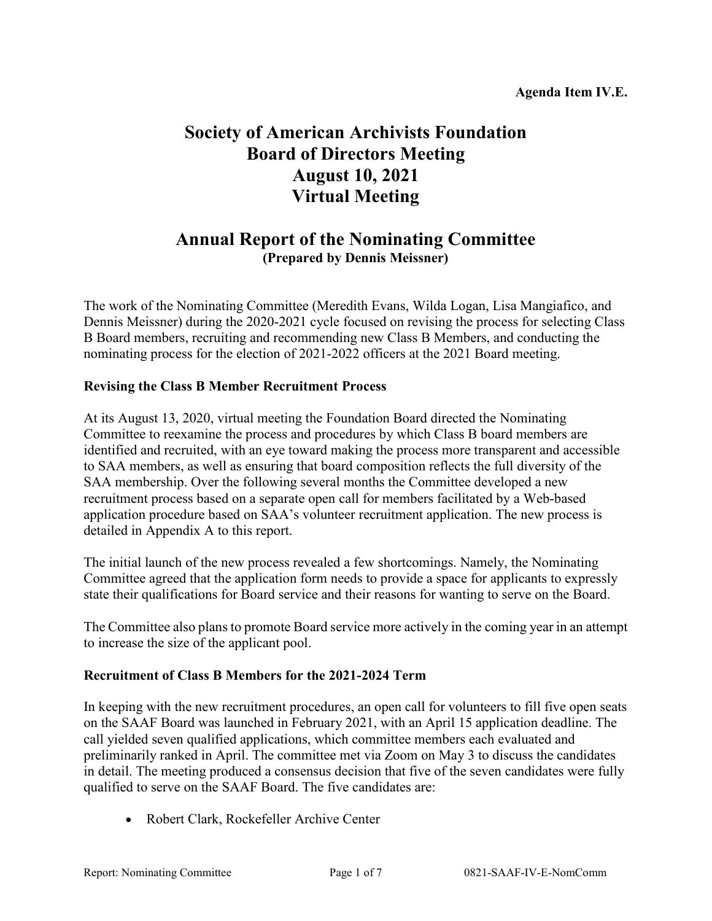**Agenda Item IV.E.**

# Society of American Archivists Foundation Board of Directors Meeting August 10, 2021 Virtual Meeting

## Annual Report of the Nominating Committee

**(Prepared by Dennis Meissner)**

The work of the Nominating Committee (Meredith Evans, Wilda Logan, Lisa Mangiafico, and Dennis Meissner) during the 2020-2021 cycle focused on revising the process for selecting Class B Board members, recruiting and recommending new Class B Members, and conducting the nominating process for the election of 2021-2022 officers at the 2021 Board meeting.

### Revising the Class B Member Recruitment Process

At its August 13, 2020, virtual meeting the Foundation Board directed the Nominating Committee to reexamine the process and procedures by which Class B board members are identified and recruited, with an eye toward making the process more transparent and accessible to SAA members, as well as ensuring that board composition reflects the full diversity of the SAA membership. Over the following several months the Committee developed a new recruitment process based on a separate open call for members facilitated by a Web-based application procedure based on SAA's volunteer recruitment application. The new process is detailed in Appendix A to this report.

The initial launch of the new process revealed a few shortcomings. Namely, the Nominating Committee agreed that the application form needs to provide a space for applicants to expressly state their qualifications for Board service and their reasons for wanting to serve on the Board.

The Committee also plans to promote Board service more actively in the coming year in an attempt to increase the size of the applicant pool.

### Recruitment of Class B Members for the 2021-2024 Term

In keeping with the new recruitment procedures, an open call for volunteers to fill five open seats on the SAAF Board was launched in February 2021, with an April 15 application deadline. The call yielded seven qualified applications, which committee members each evaluated and preliminarily ranked in April. The committee met via Zoom on May 3 to discuss the candidates in detail. The meeting produced a consensus decision that five of the seven candidates were fully qualified to serve on the SAAF Board. The five candidates are:

- Robert Clark, Rockefeller Archive Center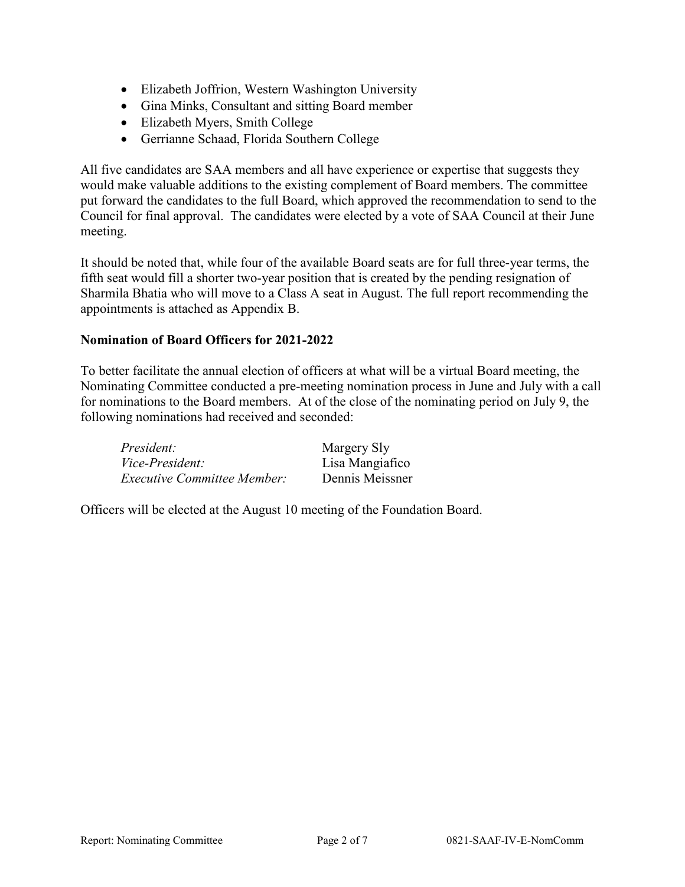- Elizabeth Joffrion, Western Washington University
- Gina Minks, Consultant and sitting Board member
- Elizabeth Myers, Smith College
- Gerrianne Schaad, Florida Southern College

All five candidates are SAA members and all have experience or expertise that suggests they would make valuable additions to the existing complement of Board members. The committee put forward the candidates to the full Board, which approved the recommendation to send to the Council for final approval. The candidates were elected by a vote of SAA Council at their June meeting.

It should be noted that, while four of the available Board seats are for full three-year terms, the fifth seat would fill a shorter two-year position that is created by the pending resignation of Sharmila Bhatia who will move to a Class A seat in August. The full report recommending the appointments is attached as Appendix B.

**Nomination of Board Officers for 2021-2022**

To better facilitate the annual election of officers at what will be a virtual Board meeting, the Nominating Committee conducted a pre-meeting nomination process in June and July with a call for nominations to the Board members. At of the close of the nominating period on July 9, the following nominations had received and seconded:

| | |
|---|---|
| *President:* | Margery Sly |
| *Vice-President:* | Lisa Mangiafico |
| *Executive Committee Member:* | Dennis Meissner |

Officers will be elected at the August 10 meeting of the Foundation Board.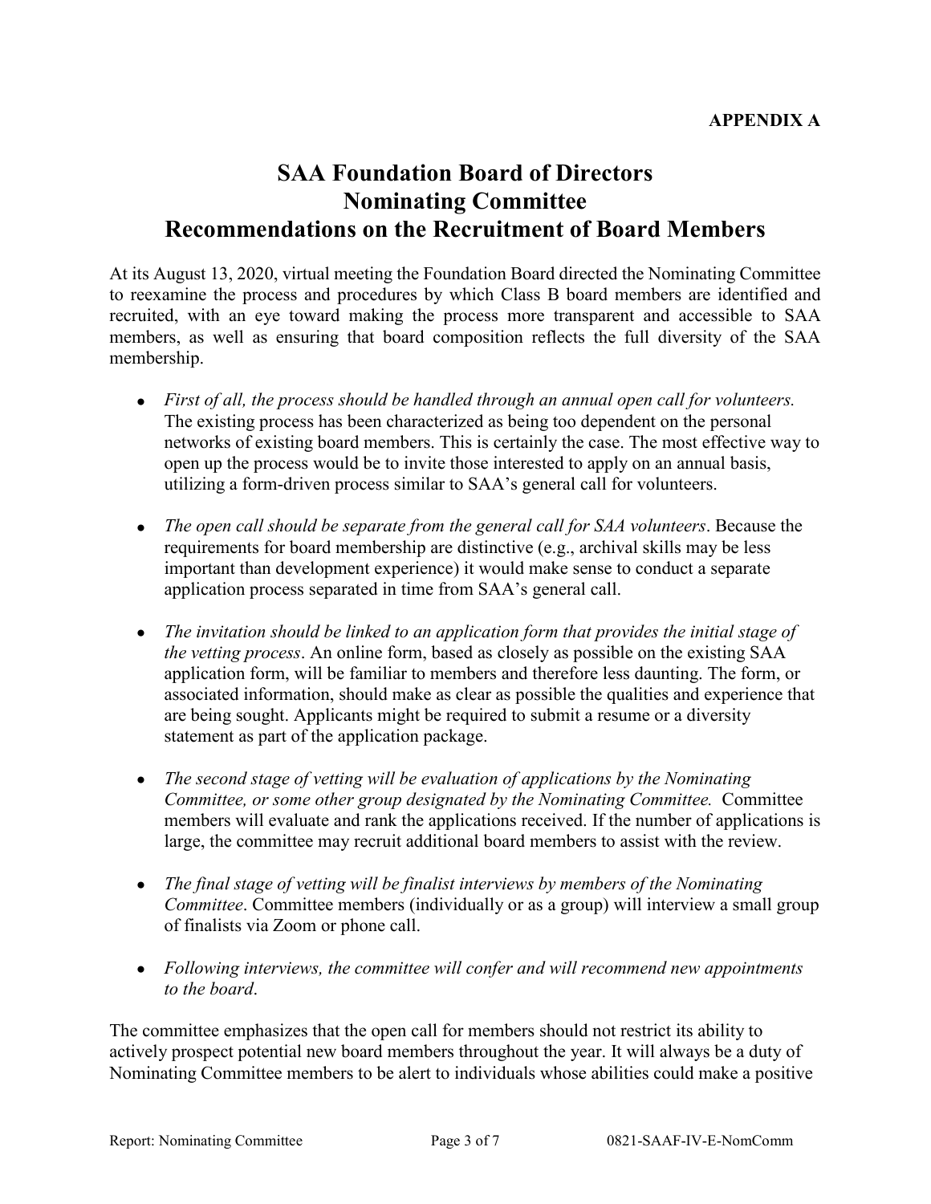**APPENDIX A**

# SAA Foundation Board of Directors
# Nominating Committee
# Recommendations on the Recruitment of Board Members

At its August 13, 2020, virtual meeting the Foundation Board directed the Nominating Committee to reexamine the process and procedures by which Class B board members are identified and recruited, with an eye toward making the process more transparent and accessible to SAA members, as well as ensuring that board composition reflects the full diversity of the SAA membership.

- *First of all, the process should be handled through an annual open call for volunteers.* The existing process has been characterized as being too dependent on the personal networks of existing board members. This is certainly the case. The most effective way to open up the process would be to invite those interested to apply on an annual basis, utilizing a form-driven process similar to SAA's general call for volunteers.

- *The open call should be separate from the general call for SAA volunteers*. Because the requirements for board membership are distinctive (e.g., archival skills may be less important than development experience) it would make sense to conduct a separate application process separated in time from SAA's general call.

- *The invitation should be linked to an application form that provides the initial stage of the vetting process*. An online form, based as closely as possible on the existing SAA application form, will be familiar to members and therefore less daunting. The form, or associated information, should make as clear as possible the qualities and experience that are being sought. Applicants might be required to submit a resume or a diversity statement as part of the application package.

- *The second stage of vetting will be evaluation of applications by the Nominating Committee, or some other group designated by the Nominating Committee.* Committee members will evaluate and rank the applications received. If the number of applications is large, the committee may recruit additional board members to assist with the review.

- *The final stage of vetting will be finalist interviews by members of the Nominating Committee*. Committee members (individually or as a group) will interview a small group of finalists via Zoom or phone call.

- *Following interviews, the committee will confer and will recommend new appointments to the board*.

The committee emphasizes that the open call for members should not restrict its ability to actively prospect potential new board members throughout the year. It will always be a duty of Nominating Committee members to be alert to individuals whose abilities could make a positive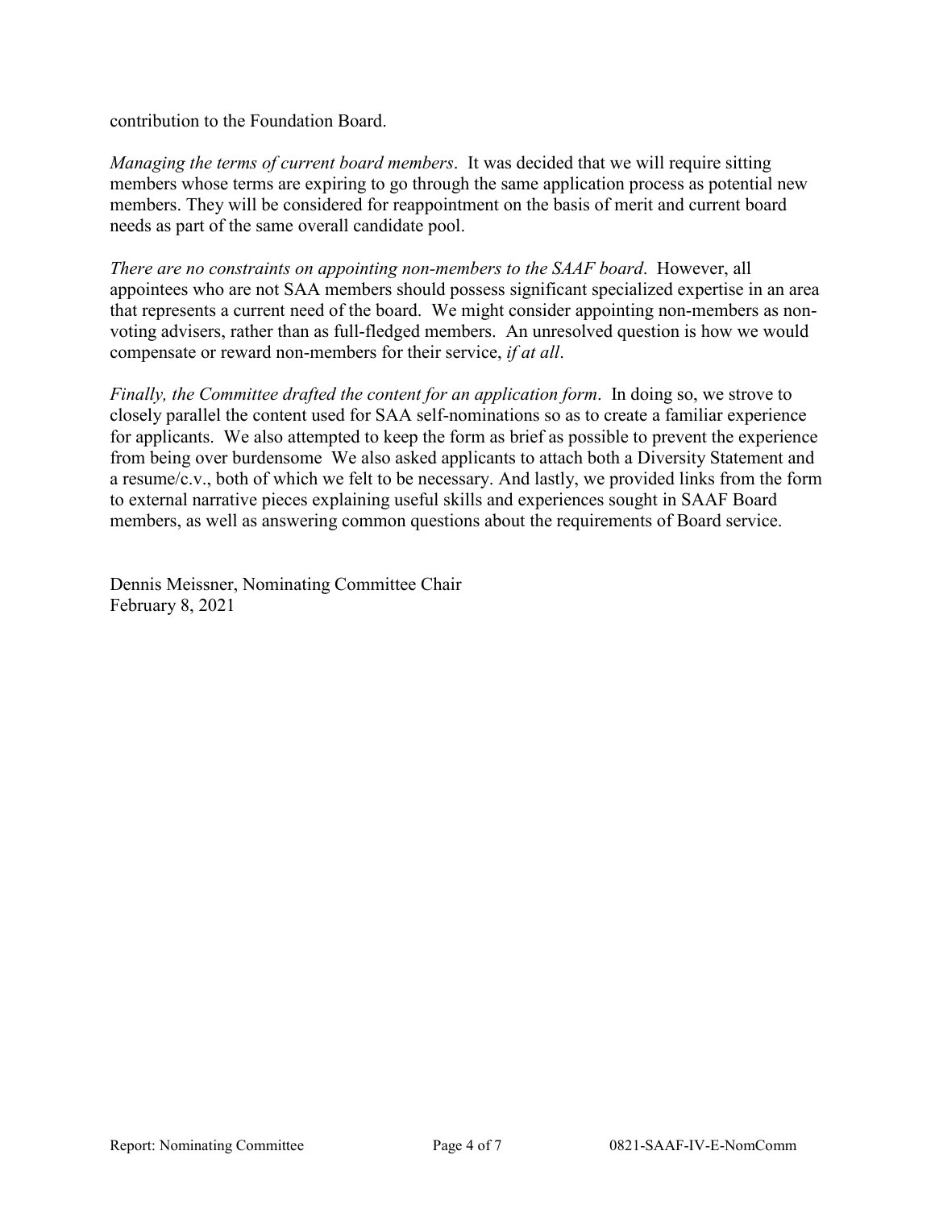contribution to the Foundation Board.

*Managing the terms of current board members*. It was decided that we will require sitting members whose terms are expiring to go through the same application process as potential new members. They will be considered for reappointment on the basis of merit and current board needs as part of the same overall candidate pool.

*There are no constraints on appointing non-members to the SAAF board*. However, all appointees who are not SAA members should possess significant specialized expertise in an area that represents a current need of the board. We might consider appointing non-members as non-voting advisers, rather than as full-fledged members. An unresolved question is how we would compensate or reward non-members for their service, *if at all*.

*Finally, the Committee drafted the content for an application form*. In doing so, we strove to closely parallel the content used for SAA self-nominations so as to create a familiar experience for applicants. We also attempted to keep the form as brief as possible to prevent the experience from being over burdensome We also asked applicants to attach both a Diversity Statement and a resume/c.v., both of which we felt to be necessary. And lastly, we provided links from the form to external narrative pieces explaining useful skills and experiences sought in SAAF Board members, as well as answering common questions about the requirements of Board service.

Dennis Meissner, Nominating Committee Chair
February 8, 2021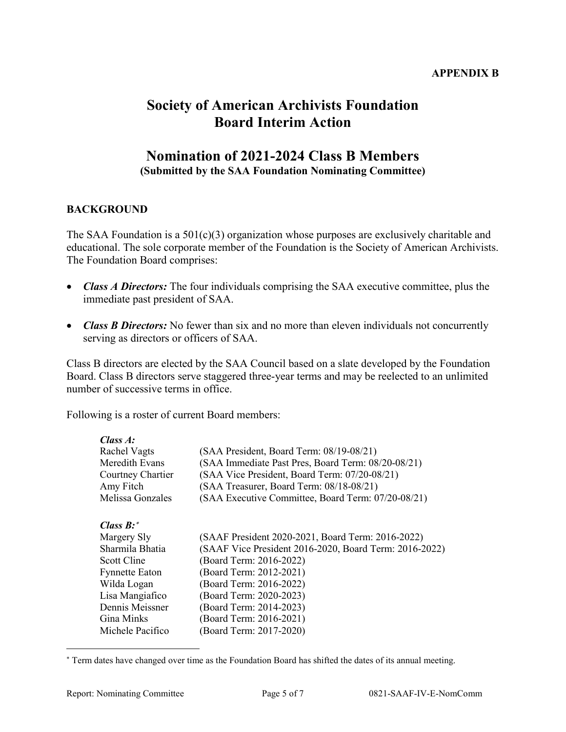**APPENDIX B**

# Society of American Archivists Foundation Board Interim Action

## Nomination of 2021-2024 Class B Members

**(Submitted by the SAA Foundation Nominating Committee)**

### BACKGROUND

The SAA Foundation is a 501(c)(3) organization whose purposes are exclusively charitable and educational. The sole corporate member of the Foundation is the Society of American Archivists. The Foundation Board comprises:

- ***Class A Directors:*** The four individuals comprising the SAA executive committee, plus the immediate past president of SAA.
- ***Class B Directors:*** No fewer than six and no more than eleven individuals not concurrently serving as directors or officers of SAA.

Class B directors are elected by the SAA Council based on a slate developed by the Foundation Board. Class B directors serve staggered three-year terms and may be reelected to an unlimited number of successive terms in office.

Following is a roster of current Board members:

***Class A:***

| | |
|---|---|
| Rachel Vagts | (SAA President, Board Term: 08/19-08/21) |
| Meredith Evans | (SAA Immediate Past Pres, Board Term: 08/20-08/21) |
| Courtney Chartier | (SAA Vice President, Board Term: 07/20-08/21) |
| Amy Fitch | (SAA Treasurer, Board Term: 08/18-08/21) |
| Melissa Gonzales | (SAA Executive Committee, Board Term: 07/20-08/21) |

***Class B:****

| | |
|---|---|
| Margery Sly | (SAAF President 2020-2021, Board Term: 2016-2022) |
| Sharmila Bhatia | (SAAF Vice President 2016-2020, Board Term: 2016-2022) |
| Scott Cline | (Board Term: 2016-2022) |
| Fynnette Eaton | (Board Term: 2012-2021) |
| Wilda Logan | (Board Term: 2016-2022) |
| Lisa Mangiafico | (Board Term: 2020-2023) |
| Dennis Meissner | (Board Term: 2014-2023) |
| Gina Minks | (Board Term: 2016-2021) |
| Michele Pacifico | (Board Term: 2017-2020) |

---

* Term dates have changed over time as the Foundation Board has shifted the dates of its annual meeting.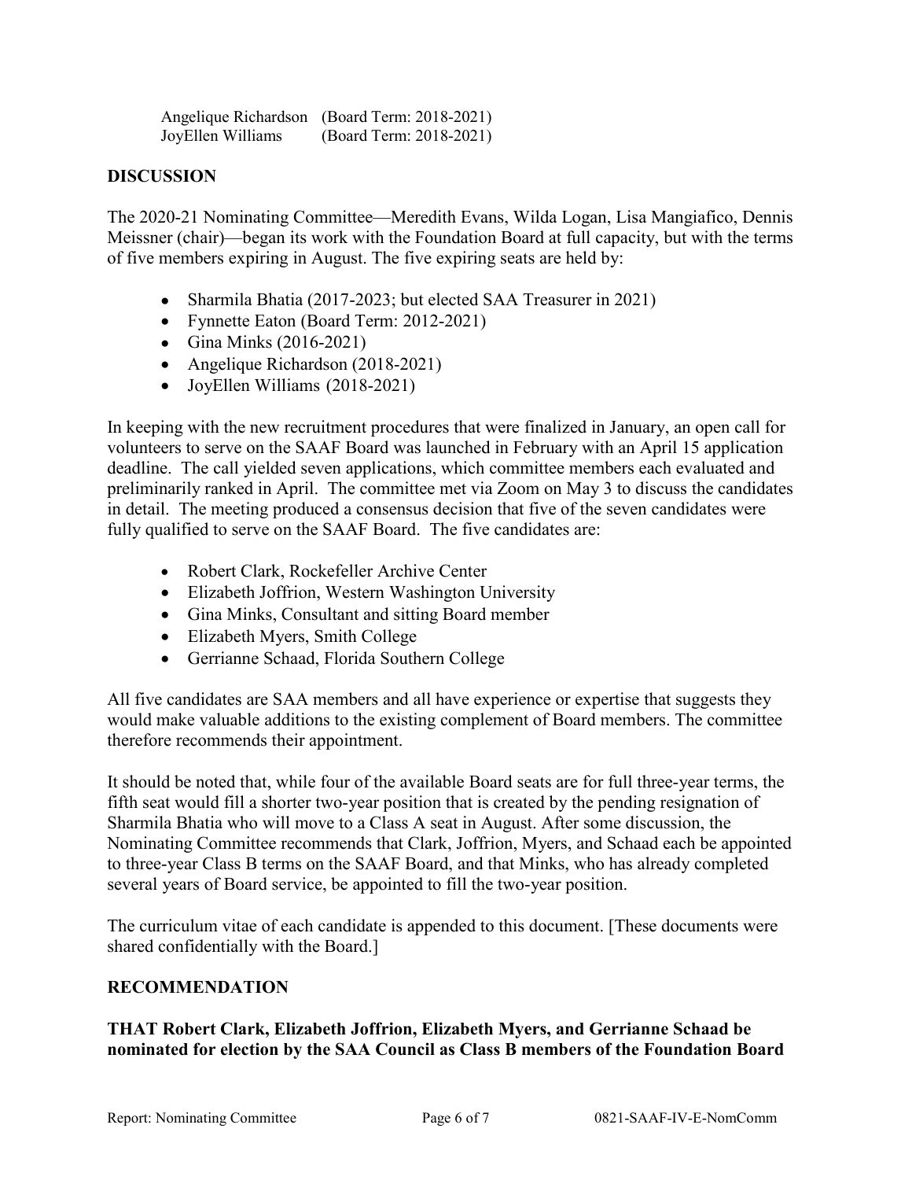Angelique Richardson (Board Term: 2018-2021)
JoyEllen Williams (Board Term: 2018-2021)

## DISCUSSION

The 2020-21 Nominating Committee—Meredith Evans, Wilda Logan, Lisa Mangiafico, Dennis Meissner (chair)—began its work with the Foundation Board at full capacity, but with the terms of five members expiring in August. The five expiring seats are held by:

- Sharmila Bhatia (2017-2023; but elected SAA Treasurer in 2021)
- Fynnette Eaton (Board Term: 2012-2021)
- Gina Minks (2016-2021)
- Angelique Richardson (2018-2021)
- JoyEllen Williams (2018-2021)

In keeping with the new recruitment procedures that were finalized in January, an open call for volunteers to serve on the SAAF Board was launched in February with an April 15 application deadline. The call yielded seven applications, which committee members each evaluated and preliminarily ranked in April. The committee met via Zoom on May 3 to discuss the candidates in detail. The meeting produced a consensus decision that five of the seven candidates were fully qualified to serve on the SAAF Board. The five candidates are:

- Robert Clark, Rockefeller Archive Center
- Elizabeth Joffrion, Western Washington University
- Gina Minks, Consultant and sitting Board member
- Elizabeth Myers, Smith College
- Gerrianne Schaad, Florida Southern College

All five candidates are SAA members and all have experience or expertise that suggests they would make valuable additions to the existing complement of Board members. The committee therefore recommends their appointment.

It should be noted that, while four of the available Board seats are for full three-year terms, the fifth seat would fill a shorter two-year position that is created by the pending resignation of Sharmila Bhatia who will move to a Class A seat in August. After some discussion, the Nominating Committee recommends that Clark, Joffrion, Myers, and Schaad each be appointed to three-year Class B terms on the SAAF Board, and that Minks, who has already completed several years of Board service, be appointed to fill the two-year position.

The curriculum vitae of each candidate is appended to this document. [These documents were shared confidentially with the Board.]

## RECOMMENDATION

**THAT Robert Clark, Elizabeth Joffrion, Elizabeth Myers, and Gerrianne Schaad be nominated for election by the SAA Council as Class B members of the Foundation Board**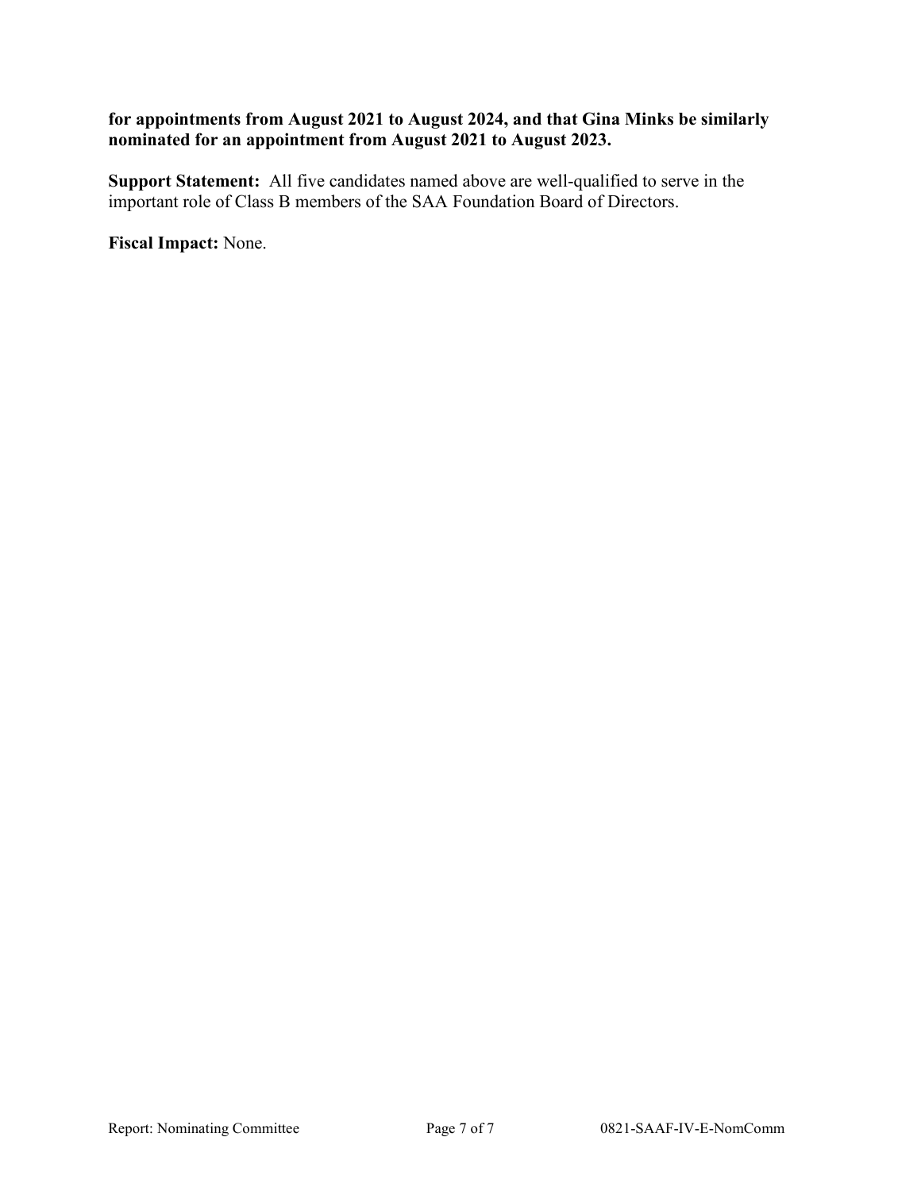**for appointments from August 2021 to August 2024, and that Gina Minks be similarly nominated for an appointment from August 2021 to August 2023.**

**Support Statement:** All five candidates named above are well-qualified to serve in the important role of Class B members of the SAA Foundation Board of Directors.

**Fiscal Impact:** None.